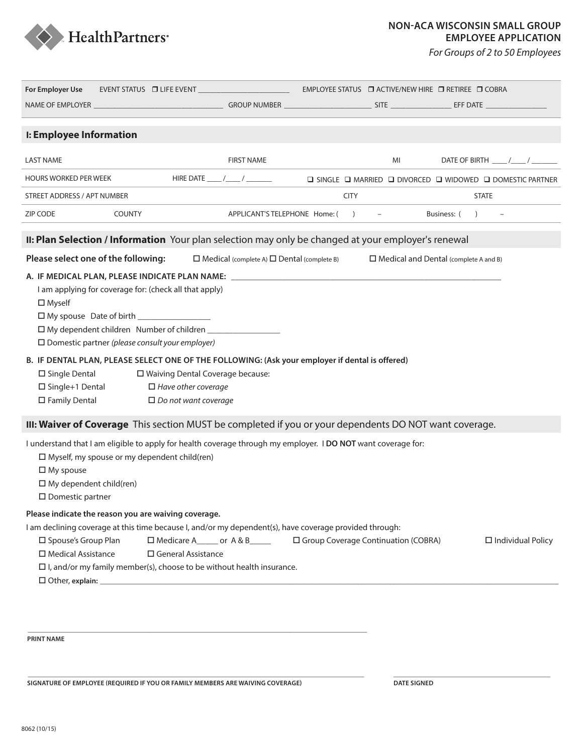HealthPartners

# NON-ACA WISCONSIN SMALL GROUP EMPLOYEE APPLICATION

*For Groups of 2 to 50 Employees*

**For Employer Use** EVENT STATUS ☐ LIFE EVENT ________________________ EMPLOYEE STATUS ☐ ACTIVE/NEW HIRE ☐ RETIREE ☐ COBRA

NAME OF EMPLOYER __________________________________ GROUP NUMBER ________________________ SITE ________________ EFF DATE ________________

## I: Employee Information

LAST NAME | FIRST NAME | MI | DATE OF BIRTH ____ /____ / _______

HOURS WORKED PER WEEK | HIRE DATE ____ /____ / _______ | ☐ SINGLE ☐ MARRIED ☐ DIVORCED ☐ WIDOWED ☐ DOMESTIC PARTNER

STREET ADDRESS / APT NUMBER | CITY | STATE

ZIP CODE | COUNTY | APPLICANT'S TELEPHONE Home: (    )    – | Business: (    )    –

## II: Plan Selection / Information Your plan selection may only be changed at your employer's renewal

**Please select one of the following:** ☐ Medical (complete A) ☐ Dental (complete B) ☐ Medical and Dental (complete A and B)

**A. IF MEDICAL PLAN, PLEASE INDICATE PLAN NAME:** ________________________________________________________________

I am applying for coverage for: (check all that apply)

- ☐ Myself
- ☐ My spouse Date of birth _________________
- ☐ My dependent children Number of children _________________
- ☐ Domestic partner *(please consult your employer)*

**B. IF DENTAL PLAN, PLEASE SELECT ONE OF THE FOLLOWING: (Ask your employer if dental is offered)**

- ☐ Single Dental
- ☐ Single+1 Dental
- ☐ Family Dental
- ☐ Waiving Dental Coverage because:
  - ☐ *Have other coverage*
  - ☐ *Do not want coverage*

## III: Waiver of Coverage This section MUST be completed if you or your dependents DO NOT want coverage.

I understand that I am eligible to apply for health coverage through my employer. I **DO NOT** want coverage for:

- ☐ Myself, my spouse or my dependent child(ren)
- ☐ My spouse
- ☐ My dependent child(ren)
- ☐ Domestic partner

**Please indicate the reason you are waiving coverage.**

I am declining coverage at this time because I, and/or my dependent(s), have coverage provided through:

- ☐ Spouse's Group Plan
- ☐ Medicare A_____ or A & B_____
- ☐ Group Coverage Continuation (COBRA)
- ☐ Individual Policy
- ☐ Medical Assistance
- ☐ General Assistance
- ☐ I, and/or my family member(s), choose to be without health insurance.
- ☐ Other, **explain:** ________________________________________________________________

________________________________________________________________
**PRINT NAME**

________________________________________________________________ ________________________________
**SIGNATURE OF EMPLOYEE (REQUIRED IF YOU OR FAMILY MEMBERS ARE WAIVING COVERAGE)** **DATE SIGNED**

8062 (10/15)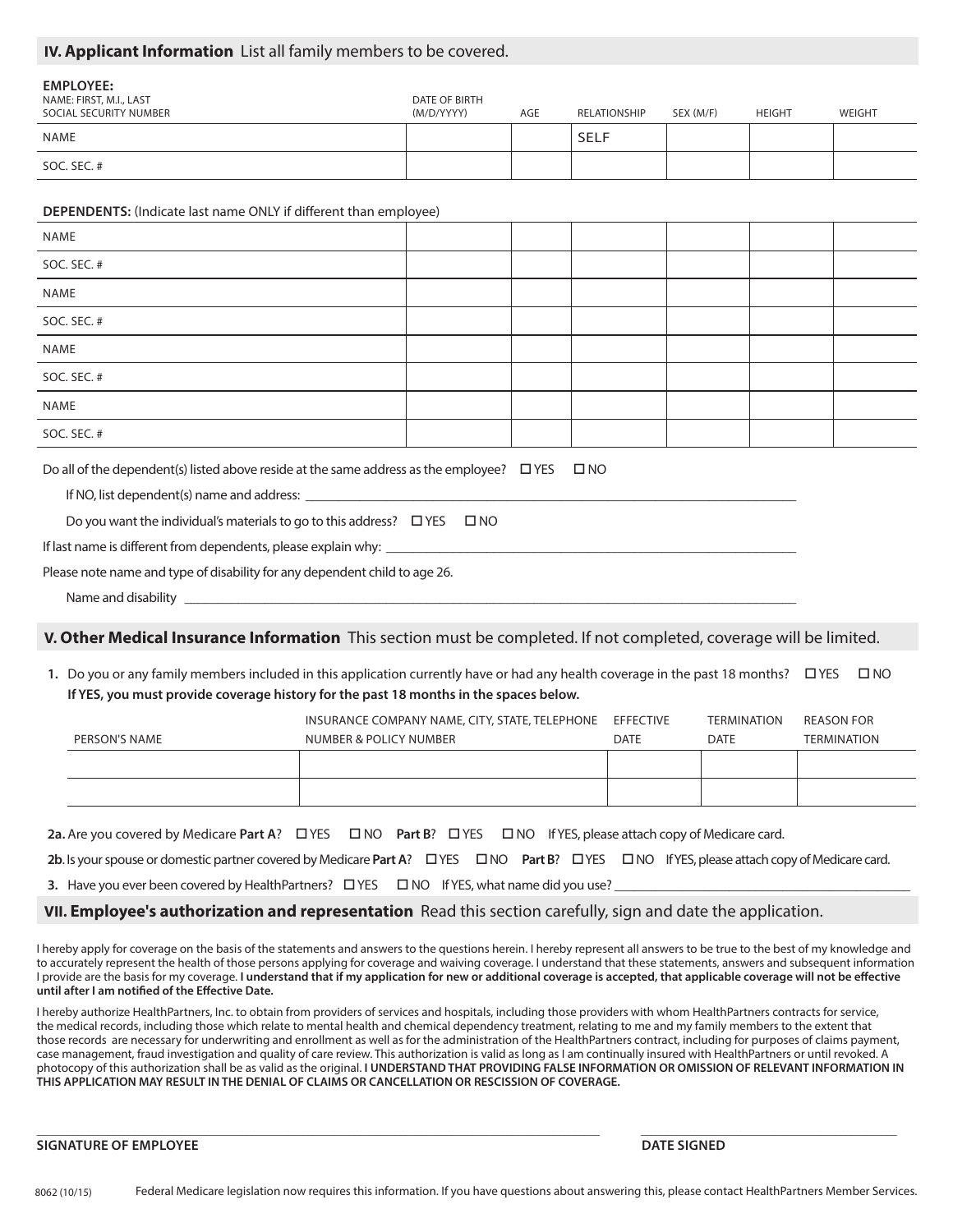## IV. Applicant Information List all family members to be covered.

**EMPLOYEE:**

| NAME: FIRST, M.I., LAST<br>SOCIAL SECURITY NUMBER | DATE OF BIRTH (M/D/YYYY) | AGE | RELATIONSHIP | SEX (M/F) | HEIGHT | WEIGHT |
|---|---|---|---|---|---|---|
| NAME | | | SELF | | | |
| SOC. SEC. # | | | | | | |

**DEPENDENTS:** (Indicate last name ONLY if different than employee)

| | | | | | | |
|---|---|---|---|---|---|---|
| NAME | | | | | | |
| SOC. SEC. # | | | | | | |
| NAME | | | | | | |
| SOC. SEC. # | | | | | | |
| NAME | | | | | | |
| SOC. SEC. # | | | | | | |
| NAME | | | | | | |
| SOC. SEC. # | | | | | | |

Do all of the dependent(s) listed above reside at the same address as the employee? ☐ YES ☐ NO

If NO, list dependent(s) name and address: ____________________

Do you want the individual's materials to go to this address? ☐ YES ☐ NO

If last name is different from dependents, please explain why: ____________________

Please note name and type of disability for any dependent child to age 26.

Name and disability ____________________

## V. Other Medical Insurance Information This section must be completed. If not completed, coverage will be limited.

**1.** Do you or any family members included in this application currently have or had any health coverage in the past 18 months? ☐ YES ☐ NO
**If YES, you must provide coverage history for the past 18 months in the spaces below.**

| PERSON'S NAME | INSURANCE COMPANY NAME, CITY, STATE, TELEPHONE NUMBER & POLICY NUMBER | EFFECTIVE DATE | TERMINATION DATE | REASON FOR TERMINATION |
|---|---|---|---|---|
| | | | | |
| | | | | |

**2a.** Are you covered by Medicare **Part A**? ☐ YES ☐ NO **Part B**? ☐ YES ☐ NO If YES, please attach copy of Medicare card.

**2b.** Is your spouse or domestic partner covered by Medicare **Part A**? ☐ YES ☐ NO **Part B**? ☐ YES ☐ NO If YES, please attach copy of Medicare card.

**3.** Have you ever been covered by HealthPartners? ☐ YES ☐ NO If YES, what name did you use? ____________________

## VII. Employee's authorization and representation Read this section carefully, sign and date the application.

I hereby apply for coverage on the basis of the statements and answers to the questions herein. I hereby represent all answers to be true to the best of my knowledge and to accurately represent the health of those persons applying for coverage and waiving coverage. I understand that these statements, answers and subsequent information I provide are the basis for my coverage. **I understand that if my application for new or additional coverage is accepted, that applicable coverage will not be effective until after I am notified of the Effective Date.**

I hereby authorize HealthPartners, Inc. to obtain from providers of services and hospitals, including those providers with whom HealthPartners contracts for service, the medical records, including those which relate to mental health and chemical dependency treatment, relating to me and my family members to the extent that those records are necessary for underwriting and enrollment as well as for the administration of the HealthPartners contract, including for purposes of claims payment, case management, fraud investigation and quality of care review. This authorization is valid as long as I am continually insured with HealthPartners or until revoked. A photocopy of this authorization shall be as valid as the original. **I UNDERSTAND THAT PROVIDING FALSE INFORMATION OR OMISSION OF RELEVANT INFORMATION IN THIS APPLICATION MAY RESULT IN THE DENIAL OF CLAIMS OR CANCELLATION OR RESCISSION OF COVERAGE.**

____________________ ____________________

**SIGNATURE OF EMPLOYEE** **DATE SIGNED**

8062 (10/15) Federal Medicare legislation now requires this information. If you have questions about answering this, please contact HealthPartners Member Services.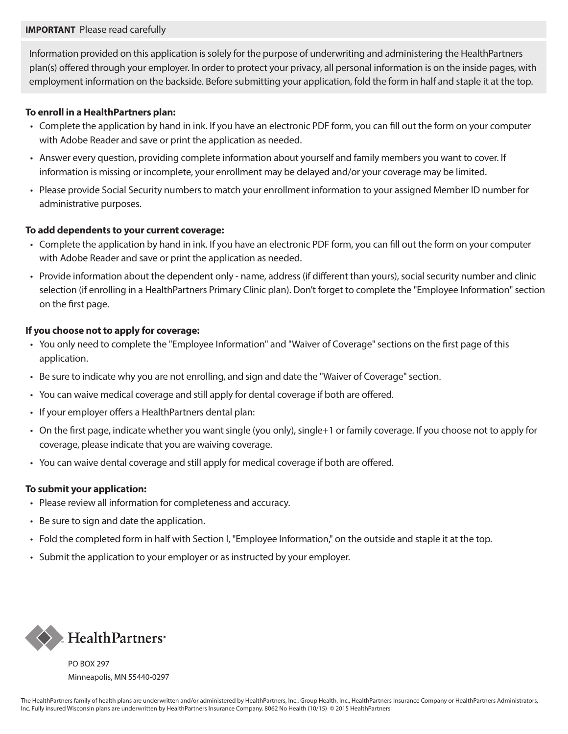**IMPORTANT** Please read carefully

Information provided on this application is solely for the purpose of underwriting and administering the HealthPartners plan(s) offered through your employer. In order to protect your privacy, all personal information is on the inside pages, with employment information on the backside. Before submitting your application, fold the form in half and staple it at the top.

**To enroll in a HealthPartners plan:**

- Complete the application by hand in ink. If you have an electronic PDF form, you can fill out the form on your computer with Adobe Reader and save or print the application as needed.
- Answer every question, providing complete information about yourself and family members you want to cover. If information is missing or incomplete, your enrollment may be delayed and/or your coverage may be limited.
- Please provide Social Security numbers to match your enrollment information to your assigned Member ID number for administrative purposes.

**To add dependents to your current coverage:**

- Complete the application by hand in ink. If you have an electronic PDF form, you can fill out the form on your computer with Adobe Reader and save or print the application as needed.
- Provide information about the dependent only - name, address (if different than yours), social security number and clinic selection (if enrolling in a HealthPartners Primary Clinic plan). Don't forget to complete the "Employee Information" section on the first page.

**If you choose not to apply for coverage:**

- You only need to complete the "Employee Information" and "Waiver of Coverage" sections on the first page of this application.
- Be sure to indicate why you are not enrolling, and sign and date the "Waiver of Coverage" section.
- You can waive medical coverage and still apply for dental coverage if both are offered.
- If your employer offers a HealthPartners dental plan:
- On the first page, indicate whether you want single (you only), single+1 or family coverage. If you choose not to apply for coverage, please indicate that you are waiving coverage.
- You can waive dental coverage and still apply for medical coverage if both are offered.

**To submit your application:**

- Please review all information for completeness and accuracy.
- Be sure to sign and date the application.
- Fold the completed form in half with Section I, "Employee Information," on the outside and staple it at the top.
- Submit the application to your employer or as instructed by your employer.

HealthPartners

PO BOX 297
Minneapolis, MN 55440-0297

The HealthPartners family of health plans are underwritten and/or administered by HealthPartners, Inc., Group Health, Inc., HealthPartners Insurance Company or HealthPartners Administrators, Inc. Fully insured Wisconsin plans are underwritten by HealthPartners Insurance Company. 8062 No Health (10/15) © 2015 HealthPartners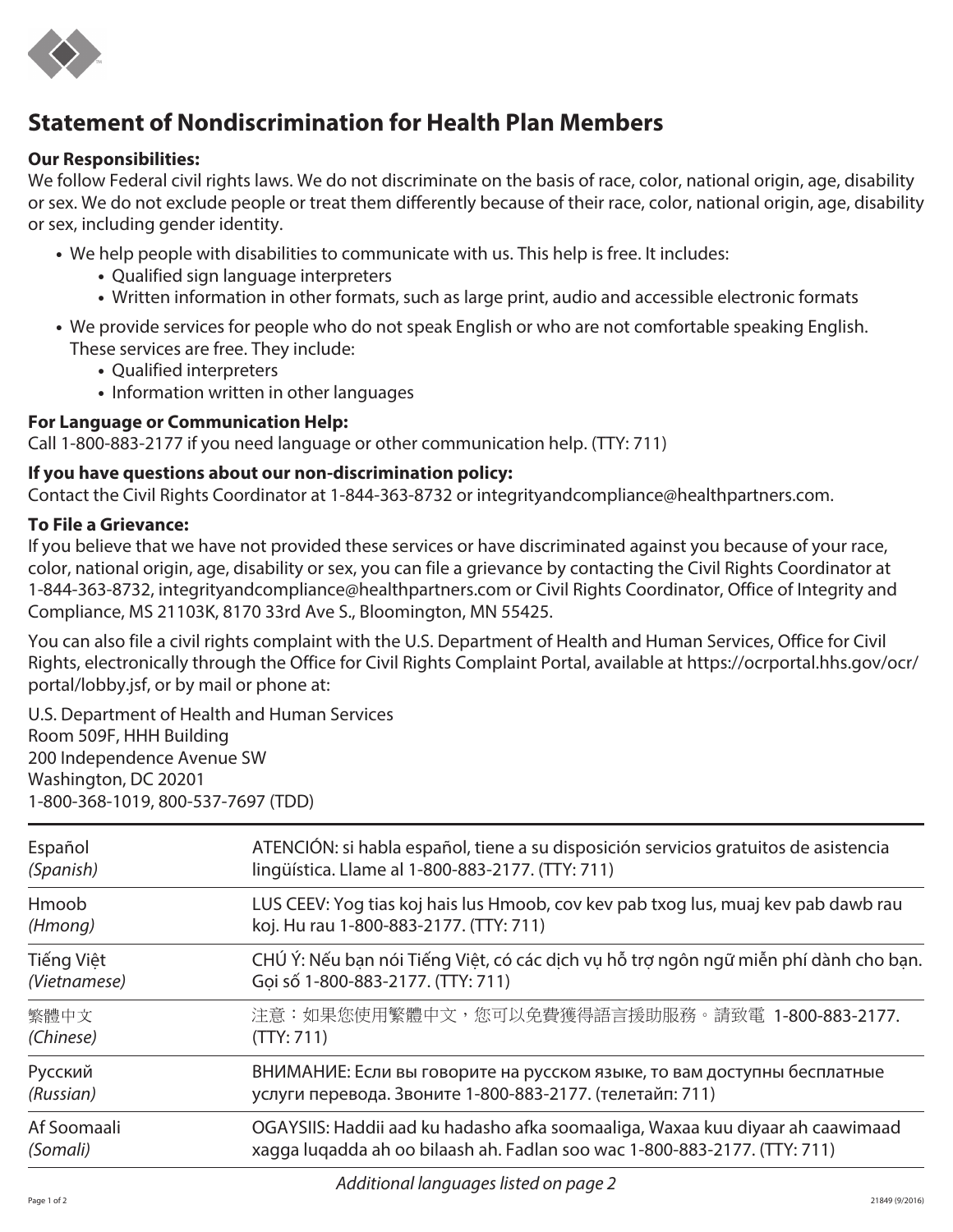# Statement of Nondiscrimination for Health Plan Members

**Our Responsibilities:**
We follow Federal civil rights laws. We do not discriminate on the basis of race, color, national origin, age, disability or sex. We do not exclude people or treat them differently because of their race, color, national origin, age, disability or sex, including gender identity.

- We help people with disabilities to communicate with us. This help is free. It includes:
  - Qualified sign language interpreters
  - Written information in other formats, such as large print, audio and accessible electronic formats
- We provide services for people who do not speak English or who are not comfortable speaking English. These services are free. They include:
  - Qualified interpreters
  - Information written in other languages

**For Language or Communication Help:**
Call 1-800-883-2177 if you need language or other communication help. (TTY: 711)

**If you have questions about our non-discrimination policy:**
Contact the Civil Rights Coordinator at 1-844-363-8732 or integrityandcompliance@healthpartners.com.

**To File a Grievance:**
If you believe that we have not provided these services or have discriminated against you because of your race, color, national origin, age, disability or sex, you can file a grievance by contacting the Civil Rights Coordinator at 1-844-363-8732, integrityandcompliance@healthpartners.com or Civil Rights Coordinator, Office of Integrity and Compliance, MS 21103K, 8170 33rd Ave S., Bloomington, MN 55425.

You can also file a civil rights complaint with the U.S. Department of Health and Human Services, Office for Civil Rights, electronically through the Office for Civil Rights Complaint Portal, available at https://ocrportal.hhs.gov/ocr/portal/lobby.jsf, or by mail or phone at:

U.S. Department of Health and Human Services
Room 509F, HHH Building
200 Independence Avenue SW
Washington, DC 20201
1-800-368-1019, 800-537-7697 (TDD)

| | |
|---|---|
| Español *(Spanish)* | ATENCIÓN: si habla español, tiene a su disposición servicios gratuitos de asistencia lingüística. Llame al 1-800-883-2177. (TTY: 711) |
| Hmoob *(Hmong)* | LUS CEEV: Yog tias koj hais lus Hmoob, cov kev pab txog lus, muaj kev pab dawb rau koj. Hu rau 1-800-883-2177. (TTY: 711) |
| Tiếng Việt *(Vietnamese)* | CHÚ Ý: Nếu bạn nói Tiếng Việt, có các dịch vụ hỗ trợ ngôn ngữ miễn phí dành cho bạn. Gọi số 1-800-883-2177. (TTY: 711) |
| 繁體中文 *(Chinese)* | 注意：如果您使用繁體中文，您可以免費獲得語言援助服務。請致電 1-800-883-2177. (TTY: 711) |
| Русский *(Russian)* | ВНИМАНИЕ: Если вы говорите на русском языке, то вам доступны бесплатные услуги перевода. Звоните 1-800-883-2177. (телетайп: 711) |
| Af Soomaali *(Somali)* | OGAYSIIS: Haddii aad ku hadasho afka soomaaliga, Waxaa kuu diyaar ah caawimaad xagga luqadda ah oo bilaash ah. Fadlan soo wac 1-800-883-2177. (TTY: 711) |

*Additional languages listed on page 2*

21849 (9/2016)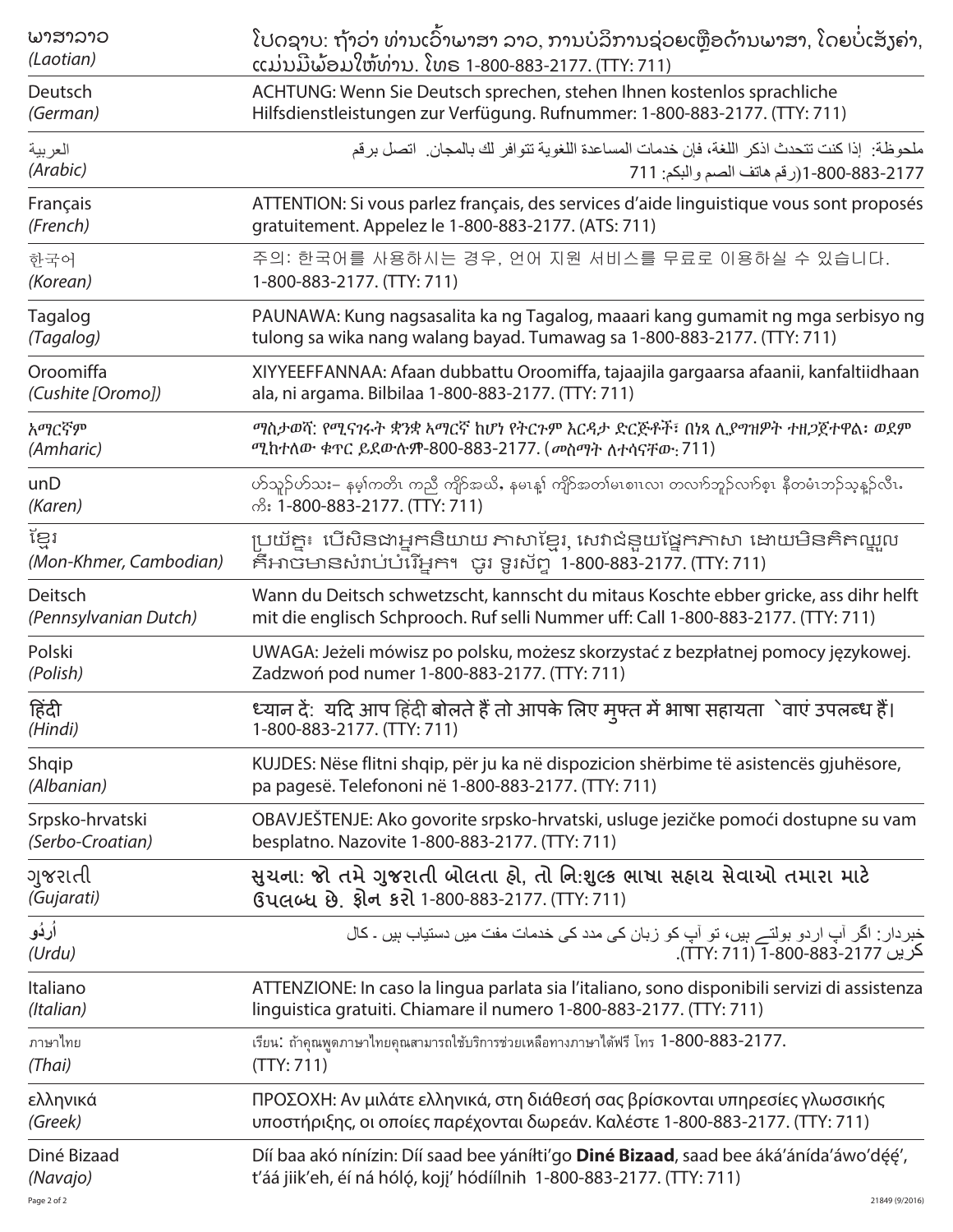| | |
|---|---|
| ພາສາລາວ<br>*(Laotian)* | ໂປດຊາບ: ຖ້າວ່າ ທ່ານເວົ້າພາສາ ລາວ, ການບໍລິການຊ່ວຍເຫຼືອດ້ານພາສາ, ໂດຍບໍ່ເສັງຄ່າ, ແມ່ນມີພ້ອມໃຫ້ທ່ານ. ໂທຣ 1-800-883-2177. (TTY: 711) |
| Deutsch<br>*(German)* | ACHTUNG: Wenn Sie Deutsch sprechen, stehen Ihnen kostenlos sprachliche Hilfsdienstleistungen zur Verfügung. Rufnummer: 1-800-883-2177. (TTY: 711) |
| العربية<br>*(Arabic)* | ملحوظة: إذا كنت تتحدث اذكر اللغة، فإن خدمات المساعدة اللغوية تتوافر لك بالمجان. اتصل برقم 1-800-883-2177(رقم هاتف الصم والبكم: 711 |
| Français<br>*(French)* | ATTENTION: Si vous parlez français, des services d'aide linguistique vous sont proposés gratuitement. Appelez le 1-800-883-2177. (ATS: 711) |
| 한국어<br>*(Korean)* | 주의: 한국어를 사용하시는 경우, 언어 지원 서비스를 무료로 이용하실 수 있습니다. 1-800-883-2177. (TTY: 711) |
| Tagalog<br>*(Tagalog)* | PAUNAWA: Kung nagsasalita ka ng Tagalog, maaari kang gumamit ng mga serbisyo ng tulong sa wika nang walang bayad. Tumawag sa 1-800-883-2177. (TTY: 711) |
| Oroomiffa<br>*(Cushite [Oromo])* | XIYYEEFFANNAA: Afaan dubbattu Oroomiffa, tajaajila gargaarsa afaanii, kanfaltiidhaan ala, ni argama. Bilbilaa 1-800-883-2177. (TTY: 711) |
| አማርኛ<br>*(Amharic)* | ማስታወሻ: የሚናገሩት ቋንቋ ኣማርኛ ከሆነ የትርጉም እርዳታ ድርጅቶች፣ በነጻ ሊያግዝዎት ተዘጋጀተዋል፡ ወደ ሚከተለው ቁጥር ይደውሉ-800-883-2177. (መስማት ለተሳናቸው: 711) |
| unD<br>*(Karen)* | ဟ်သူဉ်ဟ်သး– နမ့္ကတိၤ ကညီ ကိုာ်အယိ, နမၤန့္ ကိုာ်အတါမၤစၢၤလၢ တလၢာ်ဘူဉ်လၢာ်စ့ၤ နီတမံၤဘဉ်သ့န့ဉ်လီၤ. ကိး 1-800-883-2177. (TTY: 711) |
| ខ្មែរ<br>*(Mon-Khmer, Cambodian)* | ប្រយ័ត្ន៖ បើសិនជាអ្នកនិយាយ ភាសាខ្មែរ, សេវាជំនួយផ្នែកភាសា ដោយមិនគិតឈ្នួល គឺអាចមានសំរាប់បំរើអ្នក។ ចូរ ទូរស័ព្ទ 1-800-883-2177. (TTY: 711) |
| Deitsch<br>*(Pennsylvanian Dutch)* | Wann du Deitsch schwetzscht, kannscht du mitaus Koschte ebber gricke, ass dihr helft mit die englisch Schprooch. Ruf selli Nummer uff: Call 1-800-883-2177. (TTY: 711) |
| Polski<br>*(Polish)* | UWAGA: Jeżeli mówisz po polsku, możesz skorzystać z bezpłatnej pomocy językowej. Zadzwoń pod numer 1-800-883-2177. (TTY: 711) |
| हिंदी<br>*(Hindi)* | ध्यान दें: यदि आप हिंदी बोलते हैं तो आपके लिए मुफ्त में भाषा सहायता `वाएं उपलब्ध हैं। 1-800-883-2177. (TTY: 711) |
| Shqip<br>*(Albanian)* | KUJDES: Nëse flitni shqip, për ju ka në dispozicion shërbime të asistencës gjuhësore, pa pagesë. Telefononi në 1-800-883-2177. (TTY: 711) |
| Srpsko-hrvatski<br>*(Serbo-Croatian)* | OBAVJEŠTENJE: Ako govorite srpsko-hrvatski, usluge jezičke pomoći dostupne su vam besplatno. Nazovite 1-800-883-2177. (TTY: 711) |
| ગુજરાતી<br>*(Gujarati)* | સુચના: જો તમે ગુજરાતી બોલતા હો, તો નિ:શુલ્ક ભાષા સહાય સેવાઓ તમારા માટે ઉપલબ્ધ છે. ફોન કરો 1-800-883-2177. (TTY: 711) |
| اُردُو<br>*(Urdu)* | خبردار: اگر آپ اردو بولتے ہیں، تو آپ کو زبان کی مدد کی خدمات مفت میں دستیاب ہیں ۔ کال کریں 1-800-883-2177 (TTY: 711). |
| Italiano<br>*(Italian)* | ATTENZIONE: In caso la lingua parlata sia l'italiano, sono disponibili servizi di assistenza linguistica gratuiti. Chiamare il numero 1-800-883-2177. (TTY: 711) |
| ภาษาไทย<br>*(Thai)* | เรียน: ถ้าคุณพูดภาษาไทยคุณสามารถใช้บริการช่วยเหลือทางภาษาได้ฟรี โทร 1-800-883-2177. (TTY: 711) |
| ελληνικά<br>*(Greek)* | ΠΡΟΣΟΧΗ: Αν μιλάτε ελληνικά, στη διάθεσή σας βρίσκονται υπηρεσίες γλωσσικής υποστήριξης, οι οποίες παρέχονται δωρεάν. Καλέστε 1-800-883-2177. (TTY: 711) |
| Diné Bizaad<br>*(Navajo)* | Díí baa akó nínízin: Díí saad bee yáníłti'go **Diné Bizaad**, saad bee áká'ánída'áwo'dę́ę́', t'áá jiik'eh, éí ná hóló̜, koj̜į' hódíílnih 1-800-883-2177. (TTY: 711) |

21849 (9/2016)